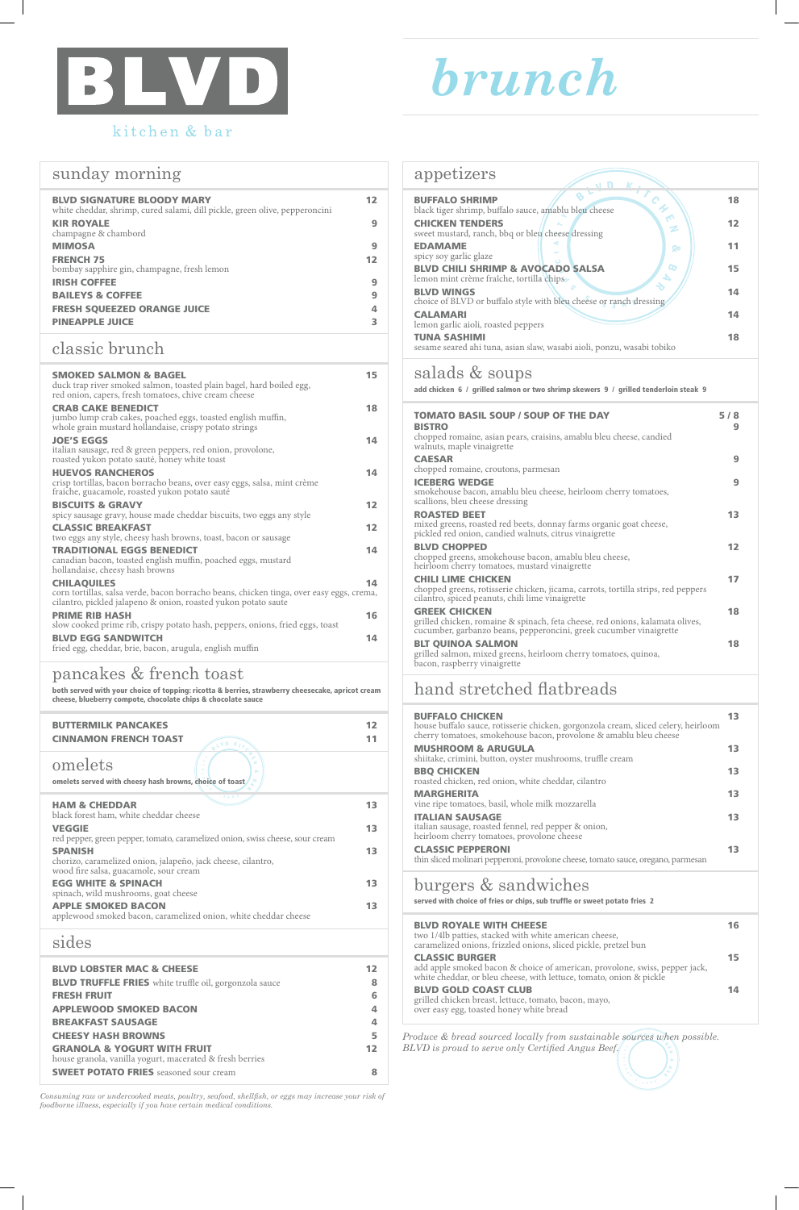# BLVD

kitchen & bar

# brunch

## sunday morning

**BLVD SIGNATURE BLOODY MARY** 12
white cheddar, shrimp, cured salami, dill pickle, green olive, pepperoncini

**KIR ROYALE** 9
champagne & chambord

**MIMOSA** 9

**FRENCH 75** 12
bombay sapphire gin, champagne, fresh lemon

**IRISH COFFEE** 9

**BAILEYS & COFFEE** 9

**FRESH SQUEEZED ORANGE JUICE** 4

**PINEAPPLE JUICE** 3

## classic brunch

**SMOKED SALMON & BAGEL** 15
duck trap river smoked salmon, toasted plain bagel, hard boiled egg, red onion, capers, fresh tomatoes, chive cream cheese

**CRAB CAKE BENEDICT** 18
jumbo lump crab cakes, poached eggs, toasted english muffin, whole grain mustard hollandaise, crispy potato strings

**JOE'S EGGS** 14
italian sausage, red & green peppers, red onion, provolone, roasted yukon potato sauté, honey white toast

**HUEVOS RANCHEROS** 14
crisp tortillas, bacon borracho beans, over easy eggs, salsa, mint crème fraîche, guacamole, roasted yukon potato sauté

**BISCUITS & GRAVY** 12
spicy sausage gravy, house made cheddar biscuits, two eggs any style

**CLASSIC BREAKFAST** 12
two eggs any style, cheesy hash browns, toast, bacon or sausage

**TRADITIONAL EGGS BENEDICT** 14
canadian bacon, toasted english muffin, poached eggs, mustard hollandaise, cheesy hash browns

**CHILAQUILES** 14
corn tortillas, salsa verde, bacon borracho beans, chicken tinga, over easy eggs, crema, cilantro, pickled jalapeno & onion, roasted yukon potato saute

**PRIME RIB HASH** 16
slow cooked prime rib, crispy potato hash, peppers, onions, fried eggs, toast

**BLVD EGG SANDWITCH** 14
fried egg, cheddar, brie, bacon, arugula, english muffin

## pancakes & french toast

**both served with your choice of topping: ricotta & berries, strawberry cheesecake, apricot cream cheese, blueberry compote, chocolate chips & chocolate sauce**

**BUTTERMILK PANCAKES** 12

**CINNAMON FRENCH TOAST** 11

## omelets

**omelets served with cheesy hash browns, choice of toast**

**HAM & CHEDDAR** 13
black forest ham, white cheddar cheese

**VEGGIE** 13
red pepper, green pepper, tomato, caramelized onion, swiss cheese, sour cream

**SPANISH** 13
chorizo, caramelized onion, jalapeño, jack cheese, cilantro, wood fire salsa, guacamole, sour cream

**EGG WHITE & SPINACH** 13
spinach, wild mushrooms, goat cheese

**APPLE SMOKED BACON** 13
applewood smoked bacon, caramelized onion, white cheddar cheese

## sides

**BLVD LOBSTER MAC & CHEESE** 12

**BLVD TRUFFLE FRIES** white truffle oil, gorgonzola sauce 8

**FRESH FRUIT** 6

**APPLEWOOD SMOKED BACON** 4

**BREAKFAST SAUSAGE** 4

**CHEESY HASH BROWNS** 5

**GRANOLA & YOGURT WITH FRUIT** 12
house granola, vanilla yogurt, macerated & fresh berries

**SWEET POTATO FRIES** seasoned sour cream 8

*Consuming raw or undercooked meats, poultry, seafood, shellfish, or eggs may increase your risk of foodborne illness, especially if you have certain medical conditions.*

## appetizers

**BUFFALO SHRIMP** 18
black tiger shrimp, buffalo sauce, amablu bleu cheese

**CHICKEN TENDERS** 12
sweet mustard, ranch, bbq or bleu cheese dressing

**EDAMAME** 11
spicy soy garlic glaze

**BLVD CHILI SHRIMP & AVOCADO SALSA** 15
lemon mint crème fraîche, tortilla chips

**BLVD WINGS** 14
choice of BLVD or buffalo style with bleu cheese or ranch dressing

**CALAMARI** 14
lemon garlic aioli, roasted peppers

**TUNA SASHIMI** 18
sesame seared ahi tuna, asian slaw, wasabi aioli, ponzu, wasabi tobiko

## salads & soups

**add chicken 6 / grilled salmon or two shrimp skewers 9 / grilled tenderloin steak 9**

**TOMATO BASIL SOUP / SOUP OF THE DAY** 5 / 8

**BISTRO** 9
chopped romaine, asian pears, craisins, amablu bleu cheese, candied walnuts, maple vinaigrette

**CAESAR** 9
chopped romaine, croutons, parmesan

**ICEBERG WEDGE** 9
smokehouse bacon, amablu bleu cheese, heirloom cherry tomatoes, scallions, bleu cheese dressing

**ROASTED BEET** 13
mixed greens, roasted red beets, donnay farms organic goat cheese, pickled red onion, candied walnuts, citrus vinaigrette

**BLVD CHOPPED** 12
chopped greens, smokehouse bacon, amablu bleu cheese, heirloom cherry tomatoes, mustard vinaigrette

**CHILI LIME CHICKEN** 17
chopped greens, rotisserie chicken, jicama, carrots, tortilla strips, red peppers cilantro, spiced peanuts, chili lime vinaigrette

**GREEK CHICKEN** 18
grilled chicken, romaine & spinach, feta cheese, red onions, kalamata olives, cucumber, garbanzo beans, pepperoncini, greek cucumber vinaigrette

**BLT QUINOA SALMON** 18
grilled salmon, mixed greens, heirloom cherry tomatoes, quinoa, bacon, raspberry vinaigrette

## hand stretched flatbreads

**BUFFALO CHICKEN** 13
house buffalo sauce, rotisserie chicken, gorgonzola cream, sliced celery, heirloom cherry tomatoes, smokehouse bacon, provolone & amablu bleu cheese

**MUSHROOM & ARUGULA** 13
shiitake, crimini, button, oyster mushrooms, truffle cream

**BBQ CHICKEN** 13
roasted chicken, red onion, white cheddar, cilantro

**MARGHERITA** 13
vine ripe tomatoes, basil, whole milk mozzarella

**ITALIAN SAUSAGE** 13
italian sausage, roasted fennel, red pepper & onion, heirloom cherry tomatoes, provolone cheese

**CLASSIC PEPPERONI** 13
thin sliced molinari pepperoni, provolone cheese, tomato sauce, oregano, parmesan

## burgers & sandwiches

**served with choice of fries or chips, sub truffle or sweet potato fries 2**

**BLVD ROYALE WITH CHEESE** 16
two 1/4lb patties, stacked with white american cheese, caramelized onions, frizzled onions, sliced pickle, pretzel bun

**CLASSIC BURGER** 15
add apple smoked bacon & choice of american, provolone, swiss, pepper jack, white cheddar, or bleu cheese, with lettuce, tomato, onion & pickle

**BLVD GOLD COAST CLUB** 14
grilled chicken breast, lettuce, tomato, bacon, mayo, over easy egg, toasted honey white bread

*Produce & bread sourced locally from sustainable sources when possible. BLVD is proud to serve only Certified Angus Beef.*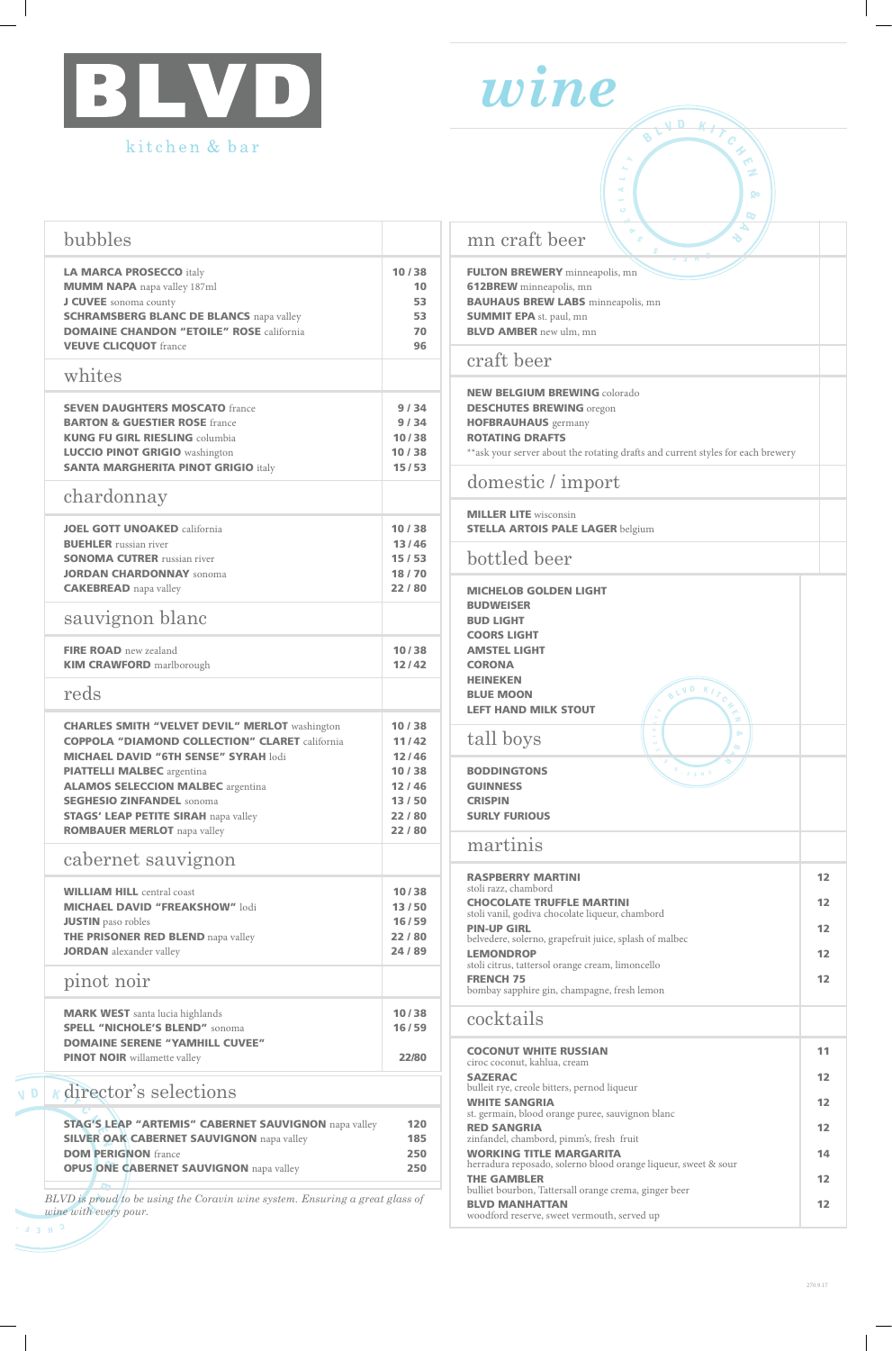# BLVD

kitchen & bar

# wine

## bubbles

| | |
|---|---|
| **LA MARCA PROSECCO** italy | 10 / 38 |
| **MUMM NAPA** napa valley 187ml | 10 |
| **J CUVEE** sonoma county | 53 |
| **SCHRAMSBERG BLANC DE BLANCS** napa valley | 53 |
| **DOMAINE CHANDON "ETOILE" ROSE** california | 70 |
| **VEUVE CLICQUOT** france | 96 |

## whites

| | |
|---|---|
| **SEVEN DAUGHTERS MOSCATO** france | 9 / 34 |
| **BARTON & GUESTIER ROSE** france | 9 / 34 |
| **KUNG FU GIRL RIESLING** columbia | 10 / 38 |
| **LUCCIO PINOT GRIGIO** washington | 10 / 38 |
| **SANTA MARGHERITA PINOT GRIGIO** italy | 15 / 53 |

## chardonnay

| | |
|---|---|
| **JOEL GOTT UNOAKED** california | 10 / 38 |
| **BUEHLER** russian river | 13 / 46 |
| **SONOMA CUTRER** russian river | 15 / 53 |
| **JORDAN CHARDONNAY** sonoma | 18 / 70 |
| **CAKEBREAD** napa valley | 22 / 80 |

## sauvignon blanc

| | |
|---|---|
| **FIRE ROAD** new zealand | 10 / 38 |
| **KIM CRAWFORD** marlborough | 12 / 42 |

## reds

| | |
|---|---|
| **CHARLES SMITH "VELVET DEVIL" MERLOT** washington | 10 / 38 |
| **COPPOLA "DIAMOND COLLECTION" CLARET** california | 11 / 42 |
| **MICHAEL DAVID "6TH SENSE" SYRAH** lodi | 12 / 46 |
| **PIATTELLI MALBEC** argentina | 10 / 38 |
| **ALAMOS SELECCION MALBEC** argentina | 12 / 46 |
| **SEGHESIO ZINFANDEL** sonoma | 13 / 50 |
| **STAGS' LEAP PETITE SIRAH** napa valley | 22 / 80 |
| **ROMBAUER MERLOT** napa valley | 22 / 80 |

## cabernet sauvignon

| | |
|---|---|
| **WILLIAM HILL** central coast | 10 / 38 |
| **MICHAEL DAVID "FREAKSHOW"** lodi | 13 / 50 |
| **JUSTIN** paso robles | 16 / 59 |
| **THE PRISONER RED BLEND** napa valley | 22 / 80 |
| **JORDAN** alexander valley | 24 / 89 |

## pinot noir

| | |
|---|---|
| **MARK WEST** santa lucia highlands | 10 / 38 |
| **SPELL "NICHOLE'S BLEND"** sonoma | 16 / 59 |
| **DOMAINE SERENE "YAMHILL CUVEE" PINOT NOIR** willamette valley | 22/80 |

## director's selections

| | |
|---|---|
| **STAG'S LEAP "ARTEMIS" CABERNET SAUVIGNON** napa valley | 120 |
| **SILVER OAK CABERNET SAUVIGNON** napa valley | 185 |
| **DOM PERIGNON** france | 250 |
| **OPUS ONE CABERNET SAUVIGNON** napa valley | 250 |

*BLVD is proud to be using the Coravin wine system. Ensuring a great glass of wine with every pour.*

## mn craft beer

- **FULTON BREWERY** minneapolis, mn
- **612BREW** minneapolis, mn
- **BAUHAUS BREW LABS** minneapolis, mn
- **SUMMIT EPA** st. paul, mn
- **BLVD AMBER** new ulm, mn

## craft beer

- **NEW BELGIUM BREWING** colorado
- **DESCHUTES BREWING** oregon
- **HOFBRAUHAUS** germany
- **ROTATING DRAFTS**

**ask your server about the rotating drafts and current styles for each brewery

## domestic / import

- **MILLER LITE** wisconsin
- **STELLA ARTOIS PALE LAGER** belgium

## bottled beer

- **MICHELOB GOLDEN LIGHT**
- **BUDWEISER**
- **BUD LIGHT**
- **COORS LIGHT**
- **AMSTEL LIGHT**
- **CORONA**
- **HEINEKEN**
- **BLUE MOON**
- **LEFT HAND MILK STOUT**

## tall boys

- **BODDINGTONS**
- **GUINNESS**
- **CRISPIN**
- **SURLY FURIOUS**

## martinis

| | |
|---|---|
| **RASPBERRY MARTINI** stoli razz, chambord | 12 |
| **CHOCOLATE TRUFFLE MARTINI** stoli vanil, godiva chocolate liqueur, chambord | 12 |
| **PIN-UP GIRL** belvedere, solerno, grapefruit juice, splash of malbec | 12 |
| **LEMONDROP** stoli citrus, tattersol orange cream, limoncello | 12 |
| **FRENCH 75** bombay sapphire gin, champagne, fresh lemon | 12 |

## cocktails

| | |
|---|---|
| **COCONUT WHITE RUSSIAN** ciroc coconut, kahlua, cream | 11 |
| **SAZERAC** bulleit rye, creole bitters, pernod liqueur | 12 |
| **WHITE SANGRIA** st. germain, blood orange puree, sauvignon blanc | 12 |
| **RED SANGRIA** zinfandel, chambord, pimm's, fresh fruit | 12 |
| **WORKING TITLE MARGARITA** herradura reposado, solerno blood orange liqueur, sweet & sour | 14 |
| **THE GAMBLER** bulliet bourbon, Tattersall orange crema, ginger beer | 12 |
| **BLVD MANHATTAN** woodford reserve, sweet vermouth, served up | 12 |